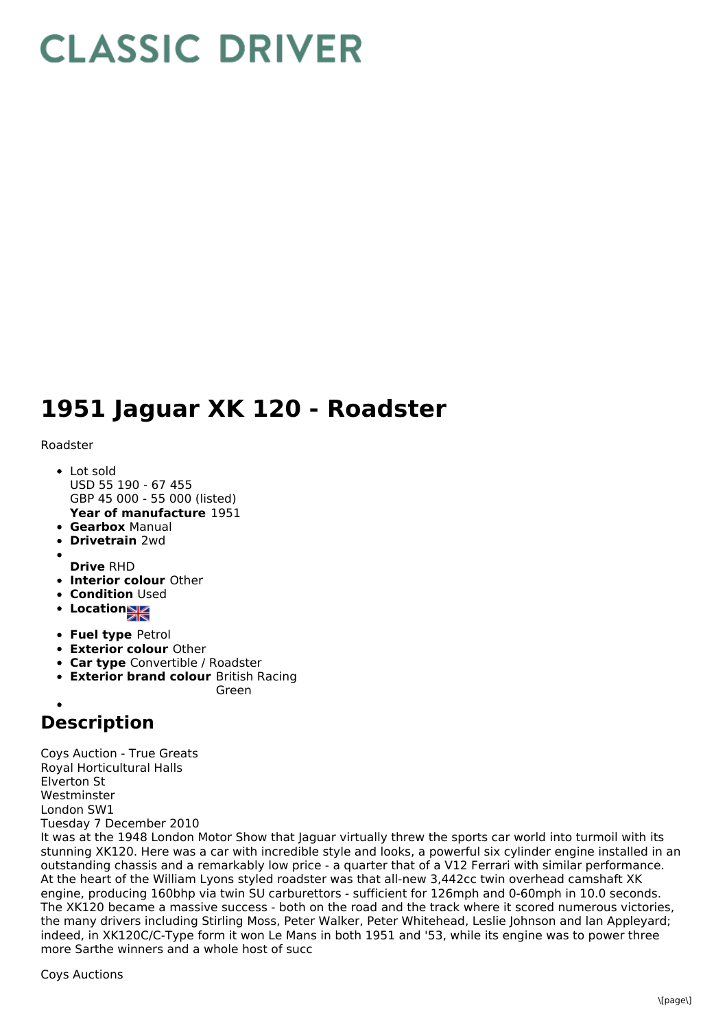# CLASSIC DRIVER

# 1951 Jaguar XK 120 - Roadster

Roadster

- Lot sold
  USD 55 190 - 67 455
  GBP 45 000 - 55 000 (listed)
  **Year of manufacture** 1951
- **Gearbox** Manual
- **Drivetrain** 2wd
- **Drive** RHD
- **Interior colour** Other
- **Condition** Used
- **Location**
- **Fuel type** Petrol
- **Exterior colour** Other
- **Car type** Convertible / Roadster
- **Exterior brand colour** British Racing Green

## Description

Coys Auction - True Greats
Royal Horticultural Halls
Elverton St
Westminster
London SW1
Tuesday 7 December 2010
It was at the 1948 London Motor Show that Jaguar virtually threw the sports car world into turmoil with its stunning XK120. Here was a car with incredible style and looks, a powerful six cylinder engine installed in an outstanding chassis and a remarkably low price - a quarter that of a V12 Ferrari with similar performance. At the heart of the William Lyons styled roadster was that all-new 3,442cc twin overhead camshaft XK engine, producing 160bhp via twin SU carburettors - sufficient for 126mph and 0-60mph in 10.0 seconds. The XK120 became a massive success - both on the road and the track where it scored numerous victories, the many drivers including Stirling Moss, Peter Walker, Peter Whitehead, Leslie Johnson and Ian Appleyard; indeed, in XK120C/C-Type form it won Le Mans in both 1951 and '53, while its engine was to power three more Sarthe winners and a whole host of succ

Coys Auctions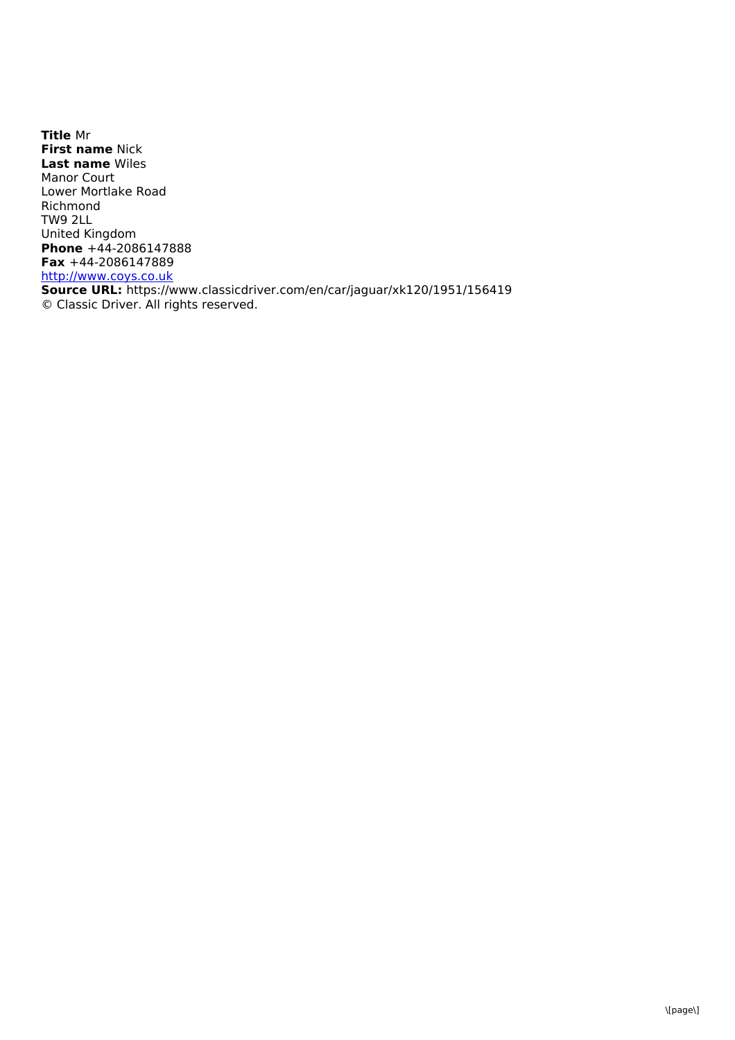**Title** Mr
**First name** Nick
**Last name** Wiles
Manor Court
Lower Mortlake Road
Richmond
TW9 2LL
United Kingdom
**Phone** +44-2086147888
**Fax** +44-2086147889
[http://www.coys.co.uk](http://www.coys.co.uk)
**Source URL:** https://www.classicdriver.com/en/car/jaguar/xk120/1951/156419
© Classic Driver. All rights reserved.